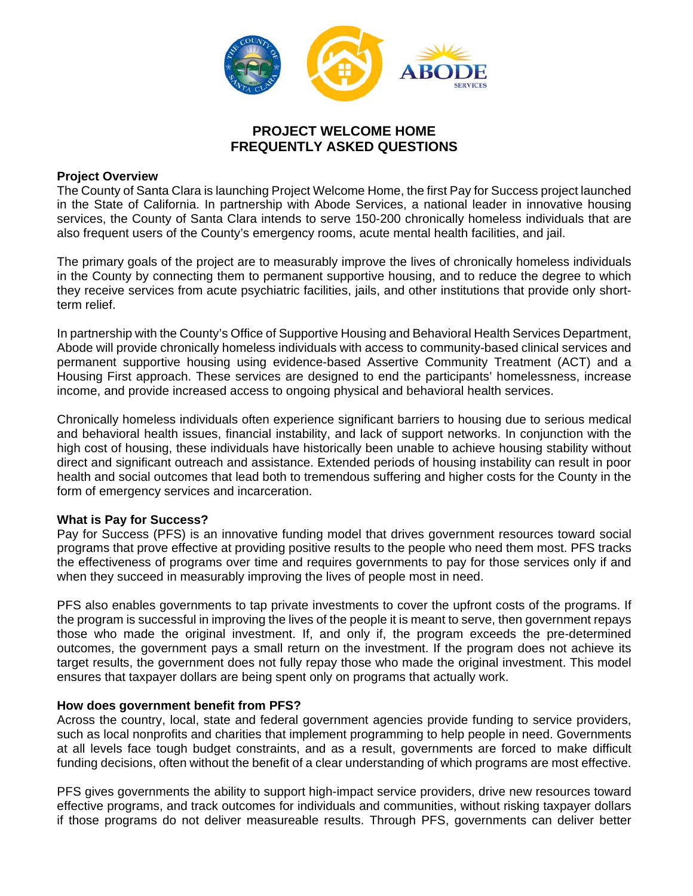# PROJECT WELCOME HOME
# FREQUENTLY ASKED QUESTIONS

**Project Overview**

The County of Santa Clara is launching Project Welcome Home, the first Pay for Success project launched in the State of California. In partnership with Abode Services, a national leader in innovative housing services, the County of Santa Clara intends to serve 150-200 chronically homeless individuals that are also frequent users of the County's emergency rooms, acute mental health facilities, and jail.

The primary goals of the project are to measurably improve the lives of chronically homeless individuals in the County by connecting them to permanent supportive housing, and to reduce the degree to which they receive services from acute psychiatric facilities, jails, and other institutions that provide only short-term relief.

In partnership with the County's Office of Supportive Housing and Behavioral Health Services Department, Abode will provide chronically homeless individuals with access to community-based clinical services and permanent supportive housing using evidence-based Assertive Community Treatment (ACT) and a Housing First approach. These services are designed to end the participants' homelessness, increase income, and provide increased access to ongoing physical and behavioral health services.

Chronically homeless individuals often experience significant barriers to housing due to serious medical and behavioral health issues, financial instability, and lack of support networks. In conjunction with the high cost of housing, these individuals have historically been unable to achieve housing stability without direct and significant outreach and assistance. Extended periods of housing instability can result in poor health and social outcomes that lead both to tremendous suffering and higher costs for the County in the form of emergency services and incarceration.

**What is Pay for Success?**

Pay for Success (PFS) is an innovative funding model that drives government resources toward social programs that prove effective at providing positive results to the people who need them most. PFS tracks the effectiveness of programs over time and requires governments to pay for those services only if and when they succeed in measurably improving the lives of people most in need.

PFS also enables governments to tap private investments to cover the upfront costs of the programs. If the program is successful in improving the lives of the people it is meant to serve, then government repays those who made the original investment. If, and only if, the program exceeds the pre-determined outcomes, the government pays a small return on the investment. If the program does not achieve its target results, the government does not fully repay those who made the original investment. This model ensures that taxpayer dollars are being spent only on programs that actually work.

**How does government benefit from PFS?**

Across the country, local, state and federal government agencies provide funding to service providers, such as local nonprofits and charities that implement programming to help people in need. Governments at all levels face tough budget constraints, and as a result, governments are forced to make difficult funding decisions, often without the benefit of a clear understanding of which programs are most effective.

PFS gives governments the ability to support high-impact service providers, drive new resources toward effective programs, and track outcomes for individuals and communities, without risking taxpayer dollars if those programs do not deliver measureable results. Through PFS, governments can deliver better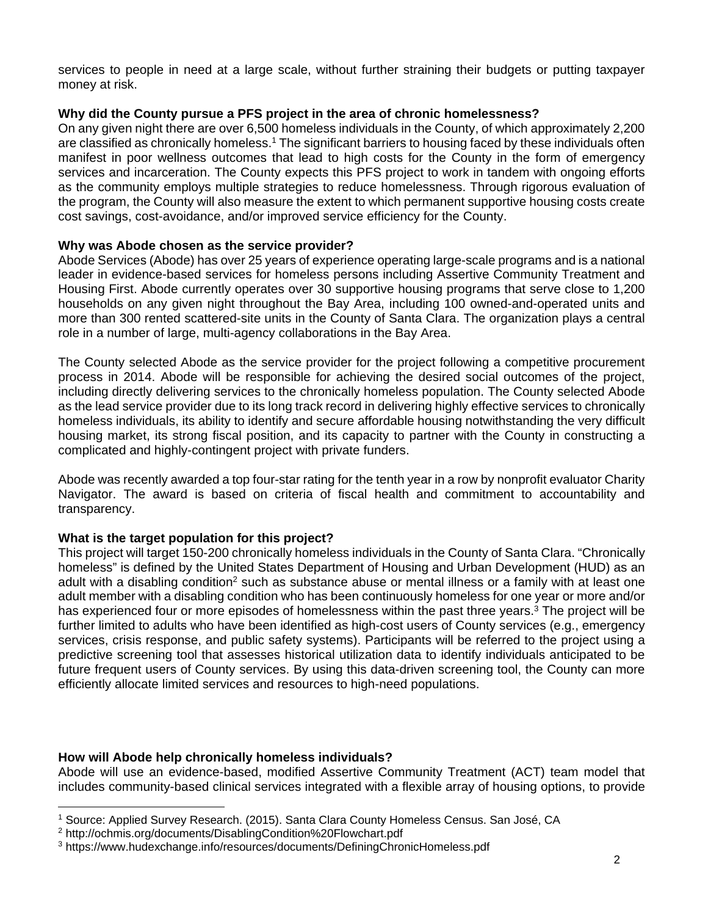services to people in need at a large scale, without further straining their budgets or putting taxpayer money at risk.

**Why did the County pursue a PFS project in the area of chronic homelessness?**

On any given night there are over 6,500 homeless individuals in the County, of which approximately 2,200 are classified as chronically homeless.[1] The significant barriers to housing faced by these individuals often manifest in poor wellness outcomes that lead to high costs for the County in the form of emergency services and incarceration. The County expects this PFS project to work in tandem with ongoing efforts as the community employs multiple strategies to reduce homelessness. Through rigorous evaluation of the program, the County will also measure the extent to which permanent supportive housing costs create cost savings, cost-avoidance, and/or improved service efficiency for the County.

**Why was Abode chosen as the service provider?**

Abode Services (Abode) has over 25 years of experience operating large-scale programs and is a national leader in evidence-based services for homeless persons including Assertive Community Treatment and Housing First. Abode currently operates over 30 supportive housing programs that serve close to 1,200 households on any given night throughout the Bay Area, including 100 owned-and-operated units and more than 300 rented scattered-site units in the County of Santa Clara. The organization plays a central role in a number of large, multi-agency collaborations in the Bay Area.

The County selected Abode as the service provider for the project following a competitive procurement process in 2014. Abode will be responsible for achieving the desired social outcomes of the project, including directly delivering services to the chronically homeless population. The County selected Abode as the lead service provider due to its long track record in delivering highly effective services to chronically homeless individuals, its ability to identify and secure affordable housing notwithstanding the very difficult housing market, its strong fiscal position, and its capacity to partner with the County in constructing a complicated and highly-contingent project with private funders.

Abode was recently awarded a top four-star rating for the tenth year in a row by nonprofit evaluator Charity Navigator. The award is based on criteria of fiscal health and commitment to accountability and transparency.

**What is the target population for this project?**

This project will target 150-200 chronically homeless individuals in the County of Santa Clara. "Chronically homeless" is defined by the United States Department of Housing and Urban Development (HUD) as an adult with a disabling condition[2] such as substance abuse or mental illness or a family with at least one adult member with a disabling condition who has been continuously homeless for one year or more and/or has experienced four or more episodes of homelessness within the past three years.[3] The project will be further limited to adults who have been identified as high-cost users of County services (e.g., emergency services, crisis response, and public safety systems). Participants will be referred to the project using a predictive screening tool that assesses historical utilization data to identify individuals anticipated to be future frequent users of County services. By using this data-driven screening tool, the County can more efficiently allocate limited services and resources to high-need populations.

**How will Abode help chronically homeless individuals?**

Abode will use an evidence-based, modified Assertive Community Treatment (ACT) team model that includes community-based clinical services integrated with a flexible array of housing options, to provide

---

[1] Source: Applied Survey Research. (2015). Santa Clara County Homeless Census. San José, CA

[2] http://ochmis.org/documents/DisablingCondition%20Flowchart.pdf

[3] https://www.hudexchange.info/resources/documents/DefiningChronicHomeless.pdf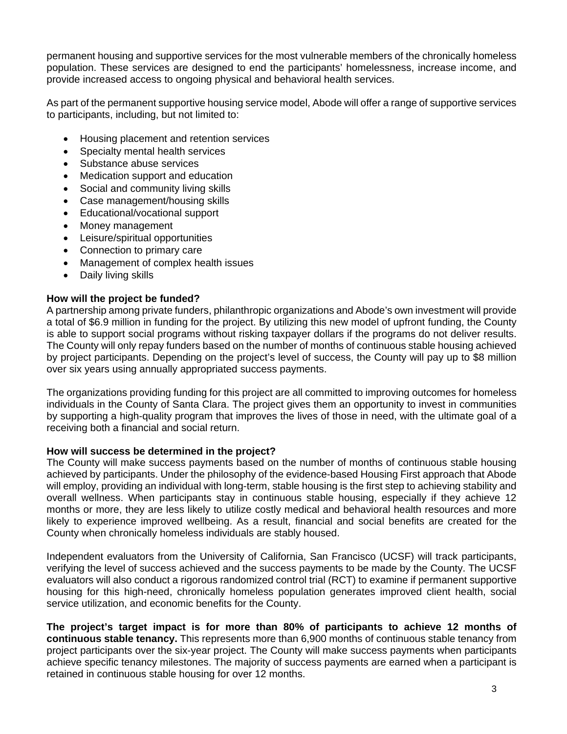permanent housing and supportive services for the most vulnerable members of the chronically homeless population. These services are designed to end the participants' homelessness, increase income, and provide increased access to ongoing physical and behavioral health services.

As part of the permanent supportive housing service model, Abode will offer a range of supportive services to participants, including, but not limited to:

- Housing placement and retention services
- Specialty mental health services
- Substance abuse services
- Medication support and education
- Social and community living skills
- Case management/housing skills
- Educational/vocational support
- Money management
- Leisure/spiritual opportunities
- Connection to primary care
- Management of complex health issues
- Daily living skills

**How will the project be funded?**

A partnership among private funders, philanthropic organizations and Abode's own investment will provide a total of $6.9 million in funding for the project. By utilizing this new model of upfront funding, the County is able to support social programs without risking taxpayer dollars if the programs do not deliver results. The County will only repay funders based on the number of months of continuous stable housing achieved by project participants. Depending on the project's level of success, the County will pay up to $8 million over six years using annually appropriated success payments.

The organizations providing funding for this project are all committed to improving outcomes for homeless individuals in the County of Santa Clara. The project gives them an opportunity to invest in communities by supporting a high-quality program that improves the lives of those in need, with the ultimate goal of a receiving both a financial and social return.

**How will success be determined in the project?**

The County will make success payments based on the number of months of continuous stable housing achieved by participants. Under the philosophy of the evidence-based Housing First approach that Abode will employ, providing an individual with long-term, stable housing is the first step to achieving stability and overall wellness. When participants stay in continuous stable housing, especially if they achieve 12 months or more, they are less likely to utilize costly medical and behavioral health resources and more likely to experience improved wellbeing. As a result, financial and social benefits are created for the County when chronically homeless individuals are stably housed.

Independent evaluators from the University of California, San Francisco (UCSF) will track participants, verifying the level of success achieved and the success payments to be made by the County. The UCSF evaluators will also conduct a rigorous randomized control trial (RCT) to examine if permanent supportive housing for this high-need, chronically homeless population generates improved client health, social service utilization, and economic benefits for the County.

**The project's target impact is for more than 80% of participants to achieve 12 months of continuous stable tenancy.** This represents more than 6,900 months of continuous stable tenancy from project participants over the six-year project. The County will make success payments when participants achieve specific tenancy milestones. The majority of success payments are earned when a participant is retained in continuous stable housing for over 12 months.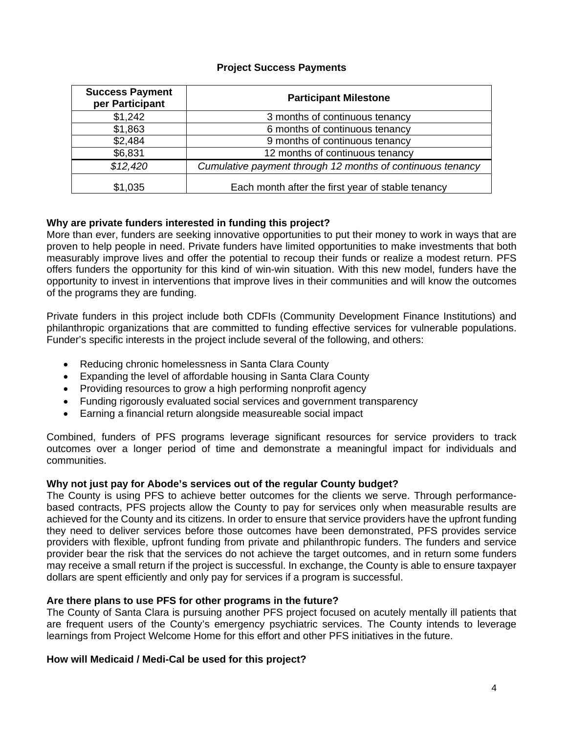**Project Success Payments**

| Success Payment per Participant | Participant Milestone |
| --- | --- |
| $1,242 | 3 months of continuous tenancy |
| $1,863 | 6 months of continuous tenancy |
| $2,484 | 9 months of continuous tenancy |
| $6,831 | 12 months of continuous tenancy |
| *$12,420* | *Cumulative payment through 12 months of continuous tenancy* |
| $1,035 | Each month after the first year of stable tenancy |

**Why are private funders interested in funding this project?**
More than ever, funders are seeking innovative opportunities to put their money to work in ways that are proven to help people in need. Private funders have limited opportunities to make investments that both measurably improve lives and offer the potential to recoup their funds or realize a modest return. PFS offers funders the opportunity for this kind of win-win situation. With this new model, funders have the opportunity to invest in interventions that improve lives in their communities and will know the outcomes of the programs they are funding.

Private funders in this project include both CDFIs (Community Development Finance Institutions) and philanthropic organizations that are committed to funding effective services for vulnerable populations. Funder's specific interests in the project include several of the following, and others:

- Reducing chronic homelessness in Santa Clara County
- Expanding the level of affordable housing in Santa Clara County
- Providing resources to grow a high performing nonprofit agency
- Funding rigorously evaluated social services and government transparency
- Earning a financial return alongside measureable social impact

Combined, funders of PFS programs leverage significant resources for service providers to track outcomes over a longer period of time and demonstrate a meaningful impact for individuals and communities.

**Why not just pay for Abode's services out of the regular County budget?**
The County is using PFS to achieve better outcomes for the clients we serve. Through performance-based contracts, PFS projects allow the County to pay for services only when measurable results are achieved for the County and its citizens. In order to ensure that service providers have the upfront funding they need to deliver services before those outcomes have been demonstrated, PFS provides service providers with flexible, upfront funding from private and philanthropic funders. The funders and service provider bear the risk that the services do not achieve the target outcomes, and in return some funders may receive a small return if the project is successful. In exchange, the County is able to ensure taxpayer dollars are spent efficiently and only pay for services if a program is successful.

**Are there plans to use PFS for other programs in the future?**
The County of Santa Clara is pursuing another PFS project focused on acutely mentally ill patients that are frequent users of the County's emergency psychiatric services. The County intends to leverage learnings from Project Welcome Home for this effort and other PFS initiatives in the future.

**How will Medicaid / Medi-Cal be used for this project?**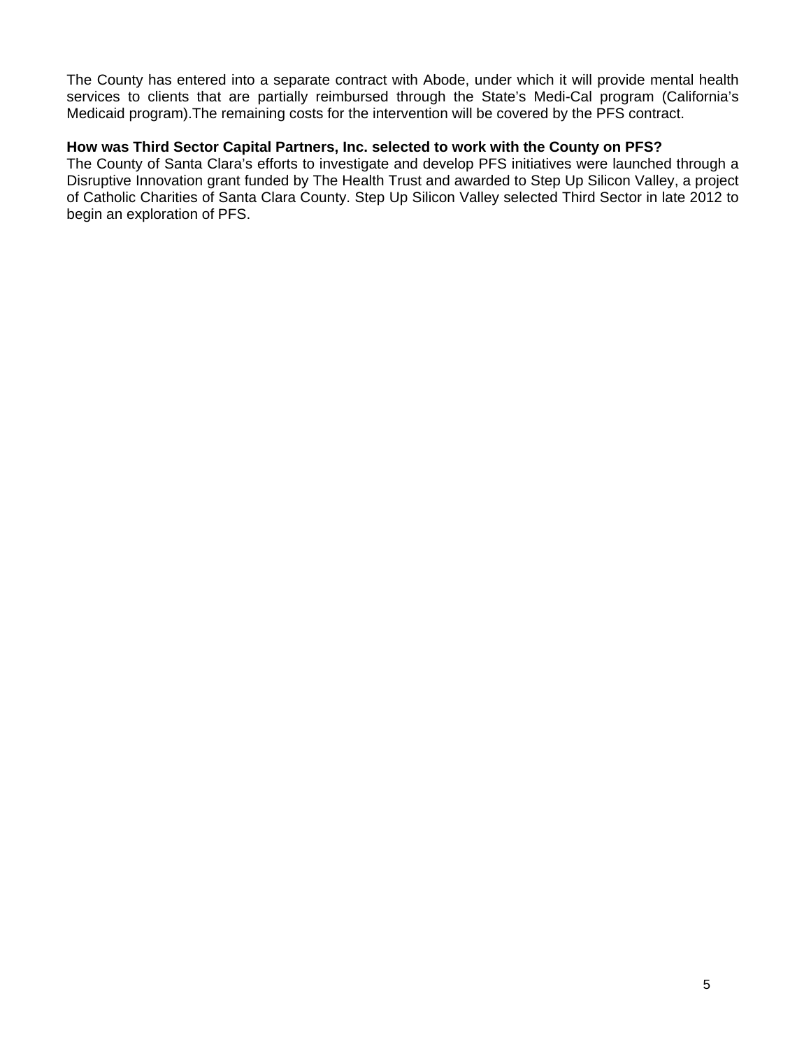The County has entered into a separate contract with Abode, under which it will provide mental health services to clients that are partially reimbursed through the State's Medi-Cal program (California's Medicaid program).The remaining costs for the intervention will be covered by the PFS contract.

**How was Third Sector Capital Partners, Inc. selected to work with the County on PFS?**

The County of Santa Clara's efforts to investigate and develop PFS initiatives were launched through a Disruptive Innovation grant funded by The Health Trust and awarded to Step Up Silicon Valley, a project of Catholic Charities of Santa Clara County. Step Up Silicon Valley selected Third Sector in late 2012 to begin an exploration of PFS.